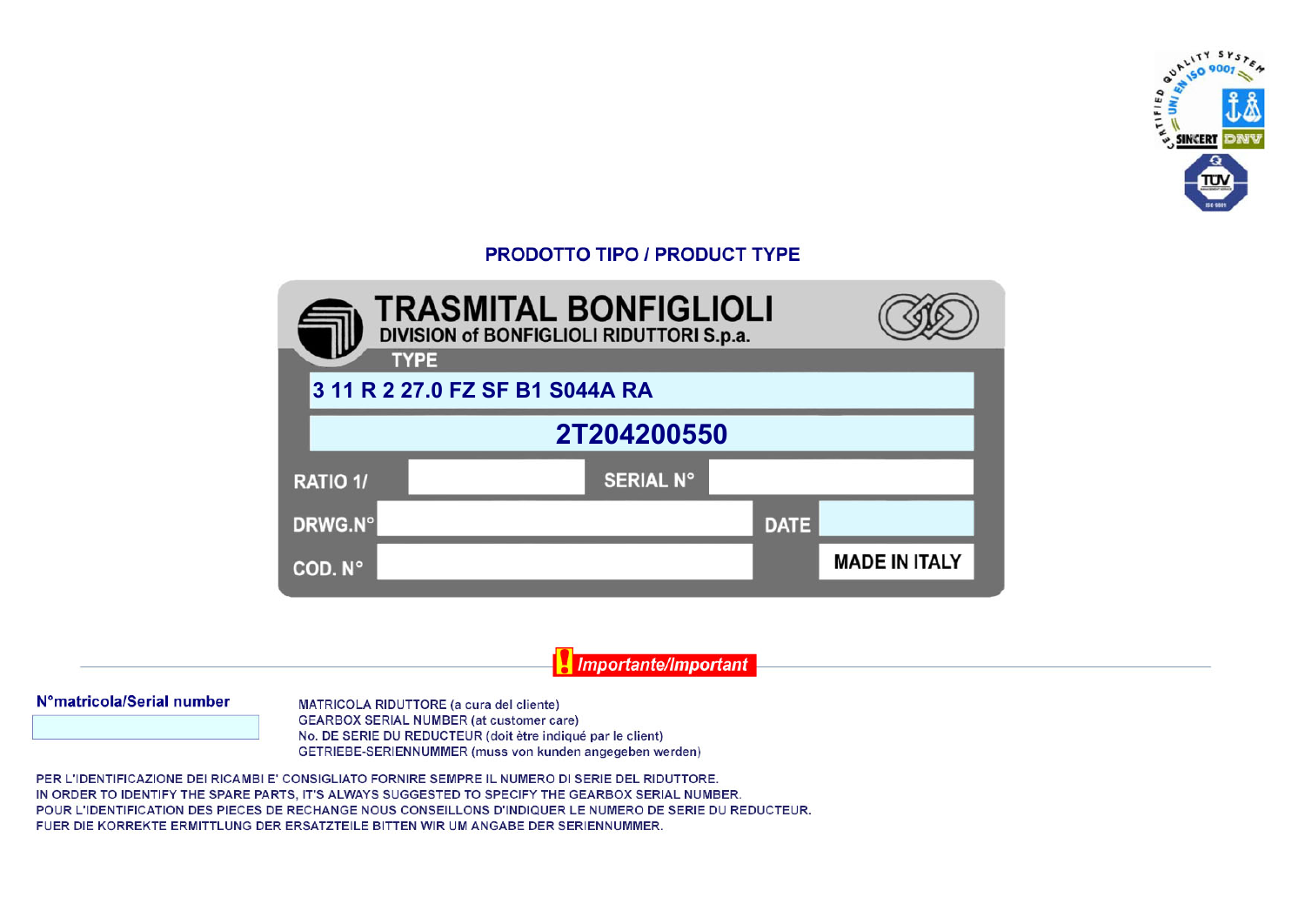CERTIFIED QUALITY SYSTEM UNI EN ISO 9001 SINCERT DNV TÜV

## PRODOTTO TIPO / PRODUCT TYPE

**TRASMITAL BONFIGLIOLI**
DIVISION of BONFIGLIOLI RIDUTTORI S.p.a.

TYPE

**3 11 R 2 27.0 FZ SF B1 S044A RA**

**2T204200550**

| RATIO 1/ | | SERIAL N° | |
|---|---|---|---|
| DRWG.N° | | DATE | |
| COD. N° | | | MADE IN ITALY |

***Importante/Important***

**N°matricola/Serial number**

MATRICOLA RIDUTTORE (a cura del cliente)
GEARBOX SERIAL NUMBER (at customer care)
No. DE SERIE DU REDUCTEUR (doit ètre indiqué par le client)
GETRIEBE-SERIENNUMMER (muss von kunden angegeben werden)

PER L'IDENTIFICAZIONE DEI RICAMBI E' CONSIGLIATO FORNIRE SEMPRE IL NUMERO DI SERIE DEL RIDUTTORE.
IN ORDER TO IDENTIFY THE SPARE PARTS, IT'S ALWAYS SUGGESTED TO SPECIFY THE GEARBOX SERIAL NUMBER.
POUR L'IDENTIFICATION DES PIECES DE RECHANGE NOUS CONSEILLONS D'INDIQUER LE NUMERO DE SERIE DU REDUCTEUR.
FUER DIE KORREKTE ERMITTLUNG DER ERSATZTEILE BITTEN WIR UM ANGABE DER SERIENNUMMER.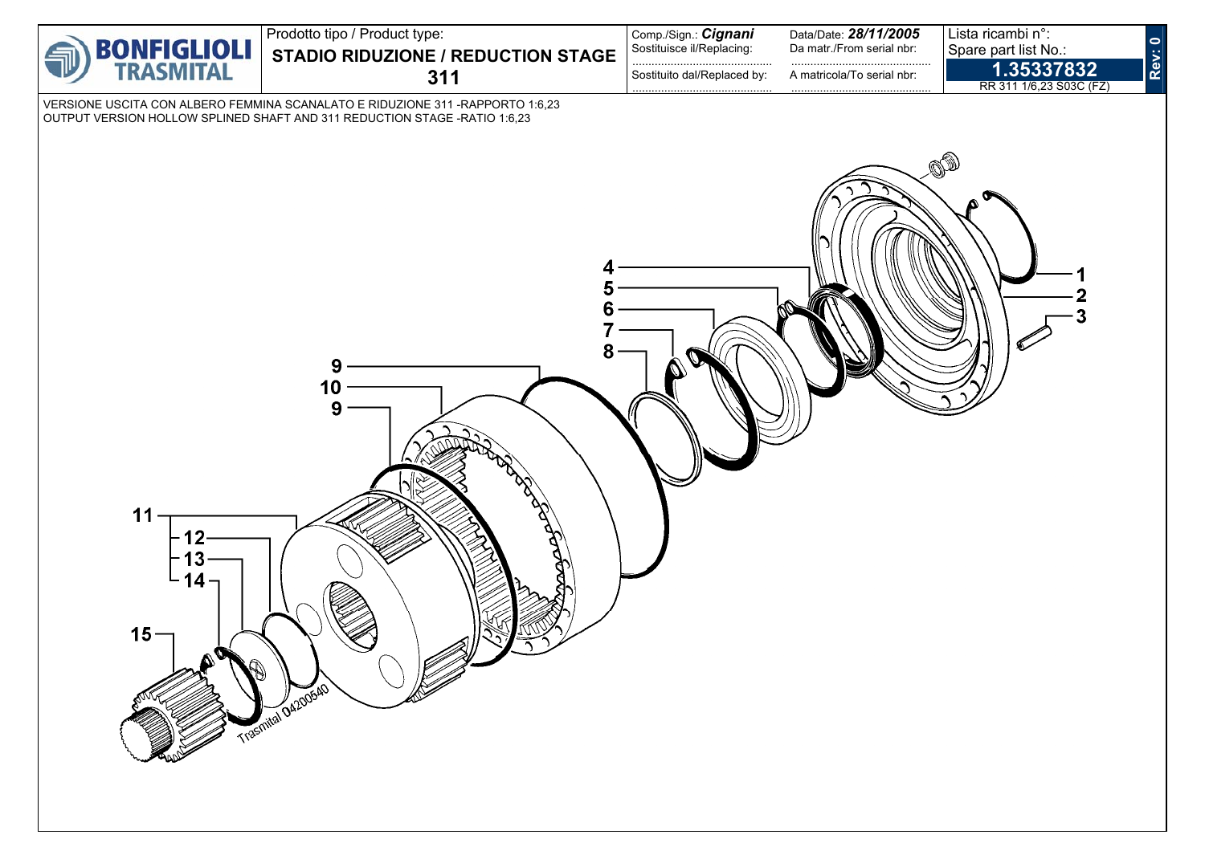| BONFIGLIOLI TRASMITAL | Prodotto tipo / Product type: **STADIO RIDUZIONE / REDUCTION STAGE 311** | Comp./Sign.: ***Cignani*** Sostituisce il/Replacing: ............ Sostituito dal/Replaced by: ............ | Data/Date: ***28/11/2005*** Da matr./From serial nbr: ............ A matricola/To serial nbr: ............ | Lista ricambi n°: Spare part list No.: **1.35337832** RR 311 1/6,23 S03C (FZ) | Rev: 0 |
|---|---|---|---|---|---|

VERSIONE USCITA CON ALBERO FEMMINA SCANALATO E RIDUZIONE 311 -RAPPORTO 1:6,23
OUTPUT VERSION HOLLOW SPLINED SHAFT AND 311 REDUCTION STAGE -RATIO 1:6,23

1
2
3
4
5
6
7
8
9
10
9
11
12
13
14
15

Trasmital 04200540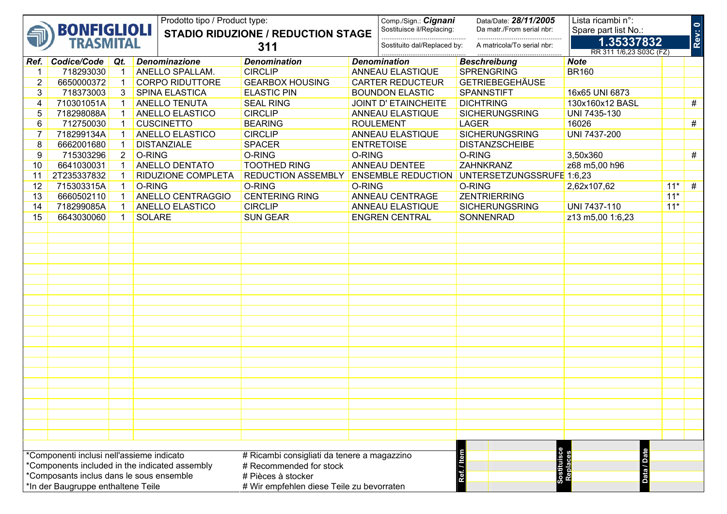**BONFIGLIOLI TRASMITAL**

Prodotto tipo / Product type: **STADIO RIDUZIONE / REDUCTION STAGE 311**

Comp./Sign.: **Cignani** — Data/Date: **28/11/2005**

Sostituisce il/Replacing: ............ — Da matr./From serial nbr: ............

Sostituito dal/Replaced by: ............ — A matricola/To serial nbr: ............

Lista ricambi n°: / Spare part list No.: **1.35337832**

RR 311 1/6,23 S03C (FZ)

**Rev: 0**

| Ref. | Codice/Code | Qt. | Denominazione | Denomination | Denomination | Beschreibung | Note | | |
|---|---|---|---|---|---|---|---|---|---|
| 1 | 718293030 | 1 | ANELLO SPALLAM. | CIRCLIP | ANNEAU ELASTIQUE | SPRENGRING | BR160 | | |
| 2 | 6650000372 | 1 | CORPO RIDUTTORE | GEARBOX HOUSING | CARTER REDUCTEUR | GETRIEBEGEHÄUSE | | | |
| 3 | 718373003 | 3 | SPINA ELASTICA | ELASTIC PIN | BOUNDON ELASTIC | SPANNSTIFT | 16x65 UNI 6873 | | |
| 4 | 710301051A | 1 | ANELLO TENUTA | SEAL RING | JOINT D' ETAINCHEITE | DICHTRING | 130x160x12 BASL | | # |
| 5 | 718298088A | 1 | ANELLO ELASTICO | CIRCLIP | ANNEAU ELASTIQUE | SICHERUNGSRING | UNI 7435-130 | | |
| 6 | 712750030 | 1 | CUSCINETTO | BEARING | ROULEMENT | LAGER | 16026 | | # |
| 7 | 718299134A | 1 | ANELLO ELASTICO | CIRCLIP | ANNEAU ELASTIQUE | SICHERUNGSRING | UNI 7437-200 | | |
| 8 | 6662001680 | 1 | DISTANZIALE | SPACER | ENTRETOISE | DISTANZSCHEIBE | | | |
| 9 | 715303296 | 2 | O-RING | O-RING | O-RING | O-RING | 3,50x360 | | # |
| 10 | 6641030031 | 1 | ANELLO DENTATO | TOOTHED RING | ANNEAU DENTEE | ZAHNKRANZ | z68 m5,00 h96 | | |
| 11 | 2T235337832 | 1 | RIDUZIONE COMPLETA | REDUCTION ASSEMBLY | ENSEMBLE REDUCTION | UNTERSETZUNGSSRUFE | 1:6,23 | | |
| 12 | 715303315A | 1 | O-RING | O-RING | O-RING | O-RING | 2,62x107,62 | 11* | # |
| 13 | 6660502110 | 1 | ANELLO CENTRAGGIO | CENTERING RING | ANNEAU CENTRAGE | ZENTRIERRING | | 11* | |
| 14 | 718299085A | 1 | ANELLO ELASTICO | CIRCLIP | ANNEAU ELASTIQUE | SICHERUNGSRING | UNI 7437-110 | 11* | |
| 15 | 6643030060 | 1 | SOLARE | SUN GEAR | ENGREN CENTRAL | SONNENRAD | z13 m5,00 1:6,23 | | |

*Componenti inclusi nell'assieme indicato
*Components included in the indicated assembly
*Composants inclus dans le sous ensemble
*In der Baugruppe enthaltene Teile

# Ricambi consigliati da tenere a magazzino
# Recommended for stock
# Pièces à stocker
# Wir empfehlen diese Teile zu bevorraten

| Ref. / Item | Sostituisce Replaces | Data / Date |
|---|---|---|
| | | |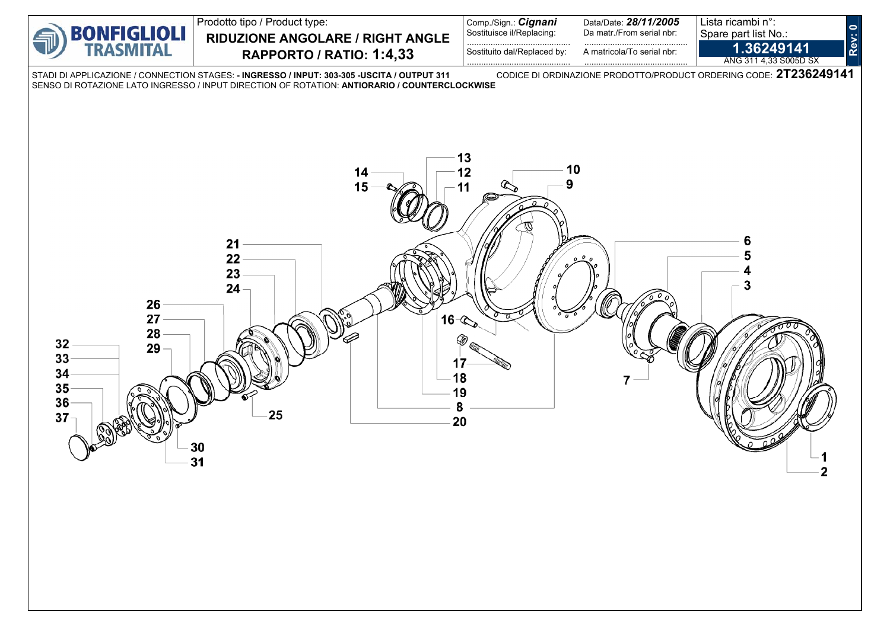| **BONFIGLIOLI TRASMITAL** | Prodotto tipo / Product type: **RIDUZIONE ANGOLARE / RIGHT ANGLE** **RAPPORTO / RATIO: 1:4,33** | Comp./Sign.: ***Cignani*** Sostituisce il/Replacing: ........................................ Sostituito dal/Replaced by: ........................................ | Data/Date: ***28/11/2005*** Da matr./From serial nbr: ........................................ A matricola/To serial nbr: ........................................ | Lista ricambi n°: Spare part list No.: **1.36249141** ANG 311 4,33 S005D SX | **Rev: 0** |
|---|---|---|---|---|---|

STADI DI APPLICAZIONE / CONNECTION STAGES: **- INGRESSO / INPUT: 303-305 -USCITA / OUTPUT 311**
CODICE DI ORDINAZIONE PRODOTTO/PRODUCT ORDERING CODE: **2T236249141**
SENSO DI ROTAZIONE LATO INGRESSO / INPUT DIRECTION OF ROTATION: **ANTIORARIO / COUNTERCLOCKWISE**

13
14 12
15 11
10
9
21
22
23
24
26
27
28
29
32
33
34
35
36
37
6
5
4
3
16
17
18
19
8
20
25
30
31
7
1
2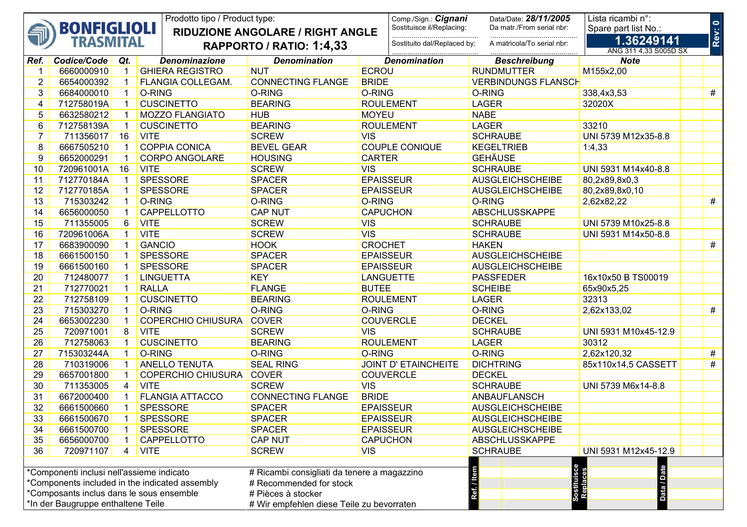**BONFIGLIOLI TRASMITAL**

Prodotto tipo / Product type: **RIDUZIONE ANGOLARE / RIGHT ANGLE**
**RAPPORTO / RATIO: 1:4,33**

Comp./Sign.: **Cignani**
Sostituisce il/Replacing: ..........
Sostituito dal/Replaced by: ..........

Data/Date: **28/11/2005**
Da matr./From serial nbr: ..........
A matricola/To serial nbr: ..........

Lista ricambi n°: / Spare part list No.: **1.36249141**
ANG 311 4,33 S005D SX

**Rev: 0**

| Ref. | Codice/Code | Qt. | Denominazione | Denomination | Denomination | Beschreibung | Note | |
|---|---|---|---|---|---|---|---|---|
| 1 | 6660000910 | 1 | GHIERA REGISTRO | NUT | ECROU | RUNDMUTTER | M155x2,00 | |
| 2 | 6654000392 | 1 | FLANGIA COLLEGAM. | CONNECTING FLANGE | BRIDE | VERBINDUNGS FLANSCH | | |
| 3 | 6684000010 | 1 | O-RING | O-RING | O-RING | O-RING | 338,4x3,53 | # |
| 4 | 712758019A | 1 | CUSCINETTO | BEARING | ROULEMENT | LAGER | 32020X | |
| 5 | 6632580212 | 1 | MOZZO FLANGIATO | HUB | MOYEU | NABE | | |
| 6 | 712758139A | 1 | CUSCINETTO | BEARING | ROULEMENT | LAGER | 33210 | |
| 7 | 711356017 | 16 | VITE | SCREW | VIS | SCHRAUBE | UNI 5739 M12x35-8.8 | |
| 8 | 6667505210 | 1 | COPPIA CONICA | BEVEL GEAR | COUPLE CONIQUE | KEGELTRIEB | 1:4,33 | |
| 9 | 6652000291 | 1 | CORPO ANGOLARE | HOUSING | CARTER | GEHÄUSE | | |
| 10 | 720961001A | 16 | VITE | SCREW | VIS | SCHRAUBE | UNI 5931 M14x40-8.8 | |
| 11 | 712770184A | 1 | SPESSORE | SPACER | EPAISSEUR | AUSGLEICHSCHEIBE | 80,2x89,8x0,3 | |
| 12 | 712770185A | 1 | SPESSORE | SPACER | EPAISSEUR | AUSGLEICHSCHEIBE | 80,2x89,8x0,10 | |
| 13 | 715303242 | 1 | O-RING | O-RING | O-RING | O-RING | 2,62x82,22 | # |
| 14 | 6656000050 | 1 | CAPPELLOTTO | CAP NUT | CAPUCHON | ABSCHLUSSKAPPE | | |
| 15 | 711355005 | 6 | VITE | SCREW | VIS | SCHRAUBE | UNI 5739 M10x25-8.8 | |
| 16 | 720961006A | 1 | VITE | SCREW | VIS | SCHRAUBE | UNI 5931 M14x50-8.8 | |
| 17 | 6683900090 | 1 | GANCIO | HOOK | CROCHET | HAKEN | | # |
| 18 | 6661500150 | 1 | SPESSORE | SPACER | EPAISSEUR | AUSGLEICHSCHEIBE | | |
| 19 | 6661500160 | 1 | SPESSORE | SPACER | EPAISSEUR | AUSGLEICHSCHEIBE | | |
| 20 | 712480077 | 1 | LINGUETTA | KEY | LANGUETTE | PASSFEDER | 16x10x50 B TS00019 | |
| 21 | 712770021 | 1 | RALLA | FLANGE | BUTEE | SCHEIBE | 65x90x5,25 | |
| 22 | 712758109 | 1 | CUSCINETTO | BEARING | ROULEMENT | LAGER | 32313 | |
| 23 | 715303270 | 1 | O-RING | O-RING | O-RING | O-RING | 2,62x133,02 | # |
| 24 | 6653002230 | 1 | COPERCHIO CHIUSURA | COVER | COUVERCLE | DECKEL | | |
| 25 | 720971001 | 8 | VITE | SCREW | VIS | SCHRAUBE | UNI 5931 M10x45-12.9 | |
| 26 | 712758063 | 1 | CUSCINETTO | BEARING | ROULEMENT | LAGER | 30312 | |
| 27 | 715303244A | 1 | O-RING | O-RING | O-RING | O-RING | 2,62x120,32 | # |
| 28 | 710319006 | 1 | ANELLO TENUTA | SEAL RING | JOINT D' ETAINCHEITE | DICHTRING | 85x110x14,5 CASSETT | # |
| 29 | 6657001800 | 1 | COPERCHIO CHIUSURA | COVER | COUVERCLE | DECKEL | | |
| 30 | 711353005 | 4 | VITE | SCREW | VIS | SCHRAUBE | UNI 5739 M6x14-8.8 | |
| 31 | 6672000400 | 1 | FLANGIA ATTACCO | CONNECTING FLANGE | BRIDE | ANBAUFLANSCH | | |
| 32 | 6661500660 | 1 | SPESSORE | SPACER | EPAISSEUR | AUSGLEICHSCHEIBE | | |
| 33 | 6661500670 | 1 | SPESSORE | SPACER | EPAISSEUR | AUSGLEICHSCHEIBE | | |
| 34 | 6661500700 | 1 | SPESSORE | SPACER | EPAISSEUR | AUSGLEICHSCHEIBE | | |
| 35 | 6656000700 | 1 | CAPPELLOTTO | CAP NUT | CAPUCHON | ABSCHLUSSKAPPE | | |
| 36 | 720971107 | 4 | VITE | SCREW | VIS | SCHRAUBE | UNI 5931 M12x45-12.9 | |

*Componenti inclusi nell'assieme indicato
*Components included in the indicated assembly
*Composants inclus dans le sous ensemble
*In der Baugruppe enthaltene Teile

# Ricambi consigliati da tenere a magazzino
# Recommended for stock
# Pièces à stocker
# Wir empfehlen diese Teile zu bevorraten

| Ref. / Item | Sostituisce / Replaces | Data / Date |
|---|---|---|
| | | |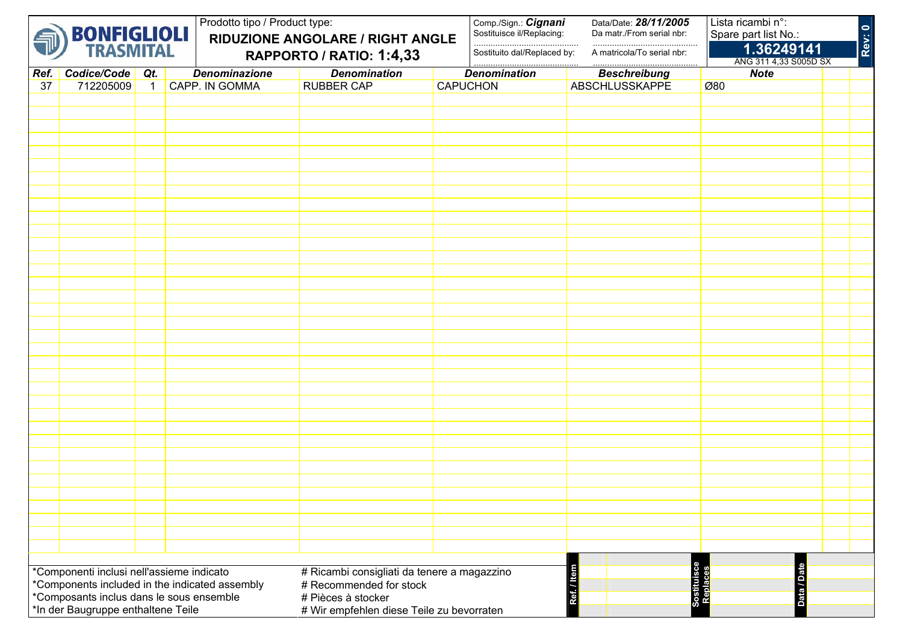BONFIGLIOLI TRASMITAL

Prodotto tipo / Product type:
**RIDUZIONE ANGOLARE / RIGHT ANGLE**
**RAPPORTO / RATIO: 1:4,33**

Comp./Sign.: ***Cignani***
Sostituisce il/Replacing: ........................................
Sostituito dal/Replaced by: ........................................

Data/Date: ***28/11/2005***
Da matr./From serial nbr: ........................................
A matricola/To serial nbr: ........................................

Lista ricambi n°:
Spare part list No.:
**1.36249141**
ANG 311 4,33 S005D SX

**Rev: 0**

| Ref. | Codice/Code | Qt. | Denominazione | Denomination | Denomination | Beschreibung | Note | | |
|---|---|---|---|---|---|---|---|---|---|
| 37 | 712205009 | 1 | CAPP. IN GOMMA | RUBBER CAP | CAPUCHON | ABSCHLUSSKAPPE | Ø80 | | |

*Componenti inclusi nell'assieme indicato
*Components included in the indicated assembly
*Composants inclus dans le sous ensemble
*In der Baugruppe enthaltene Teile

# Ricambi consigliati da tenere a magazzino
# Recommended for stock
# Pièces à stocker
# Wir empfehlen diese Teile zu bevorraten

| Ref. / Item | Sostituisce Replaces | Data / Date |
|---|---|---|
| | | |